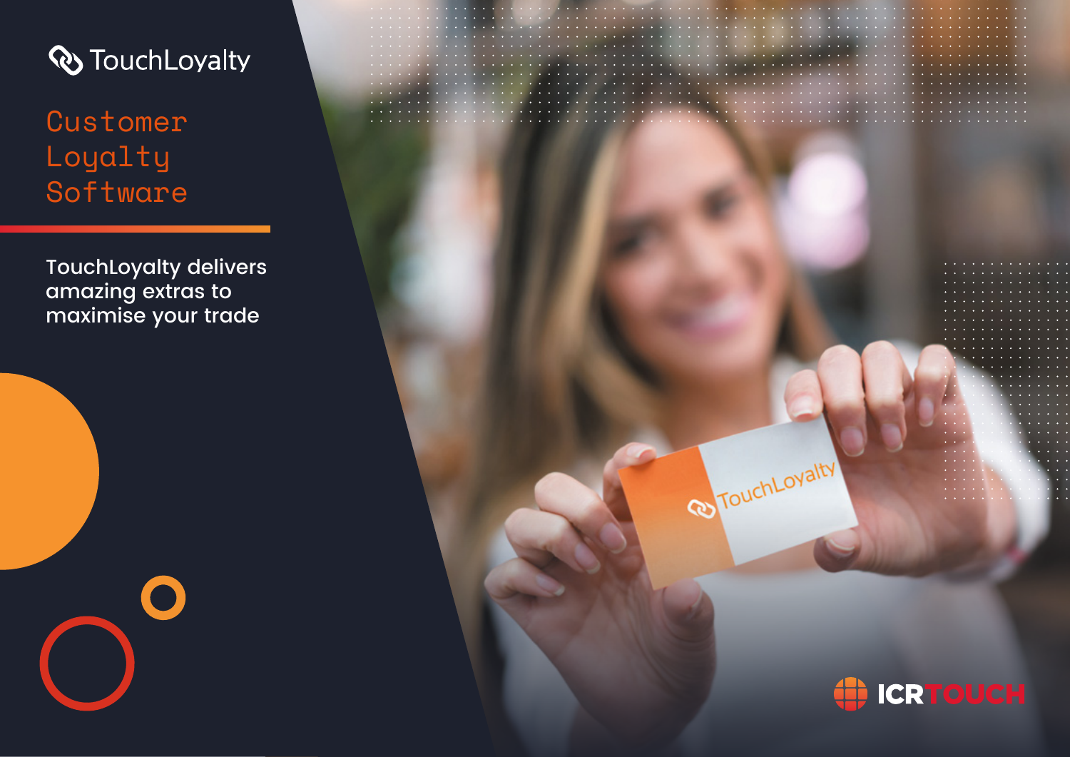TouchLoyalty

# Customer Loyalty Software

TouchLoyalty delivers amazing extras to maximise your trade

ICRTOUCH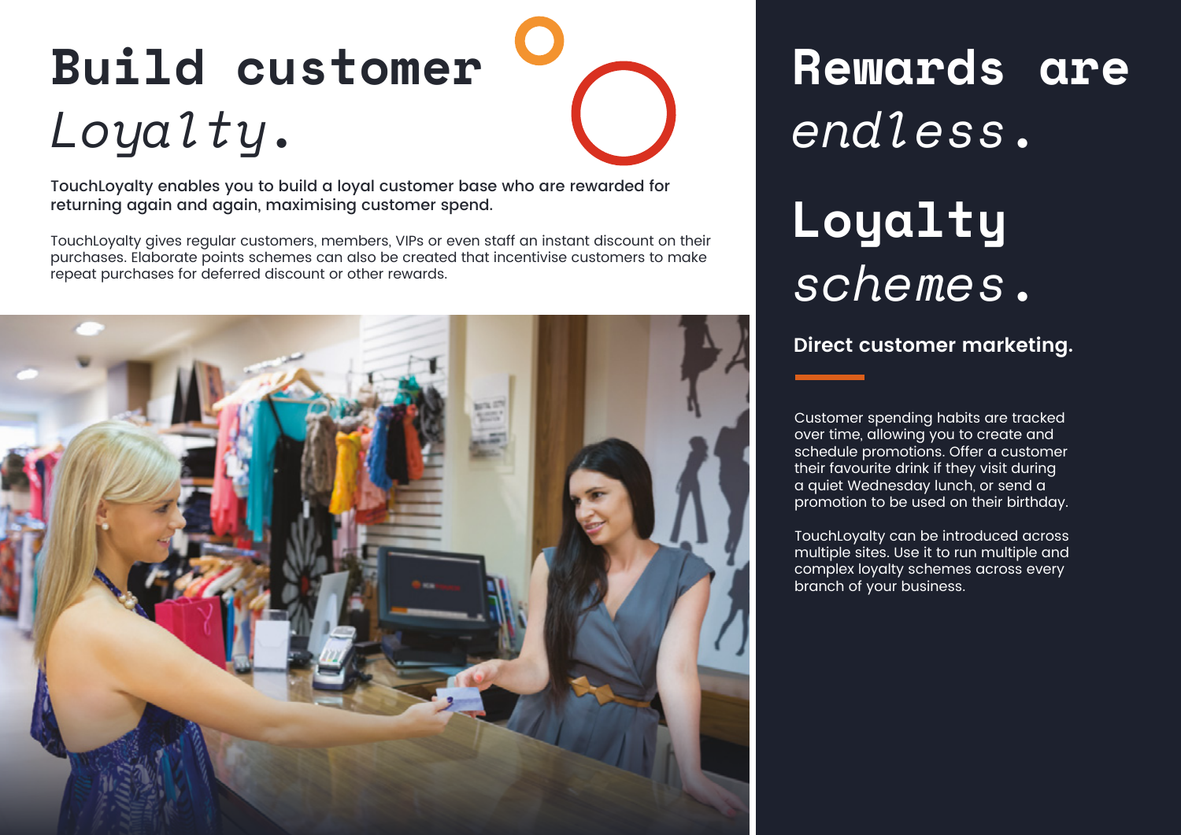# Build customer *Loyalty.*

**TouchLoyalty enables you to build a loyal customer base who are rewarded for returning again and again, maximising customer spend.**

TouchLoyalty gives regular customers, members, VIPs or even staff an instant discount on their purchases. Elaborate points schemes can also be created that incentivise customers to make repeat purchases for deferred discount or other rewards.

# Rewards are *endless.*

# Loyalty *schemes.*

**Direct customer marketing.**

Customer spending habits are tracked over time, allowing you to create and schedule promotions. Offer a customer their favourite drink if they visit during a quiet Wednesday lunch, or send a promotion to be used on their birthday.

TouchLoyalty can be introduced across multiple sites. Use it to run multiple and complex loyalty schemes across every branch of your business.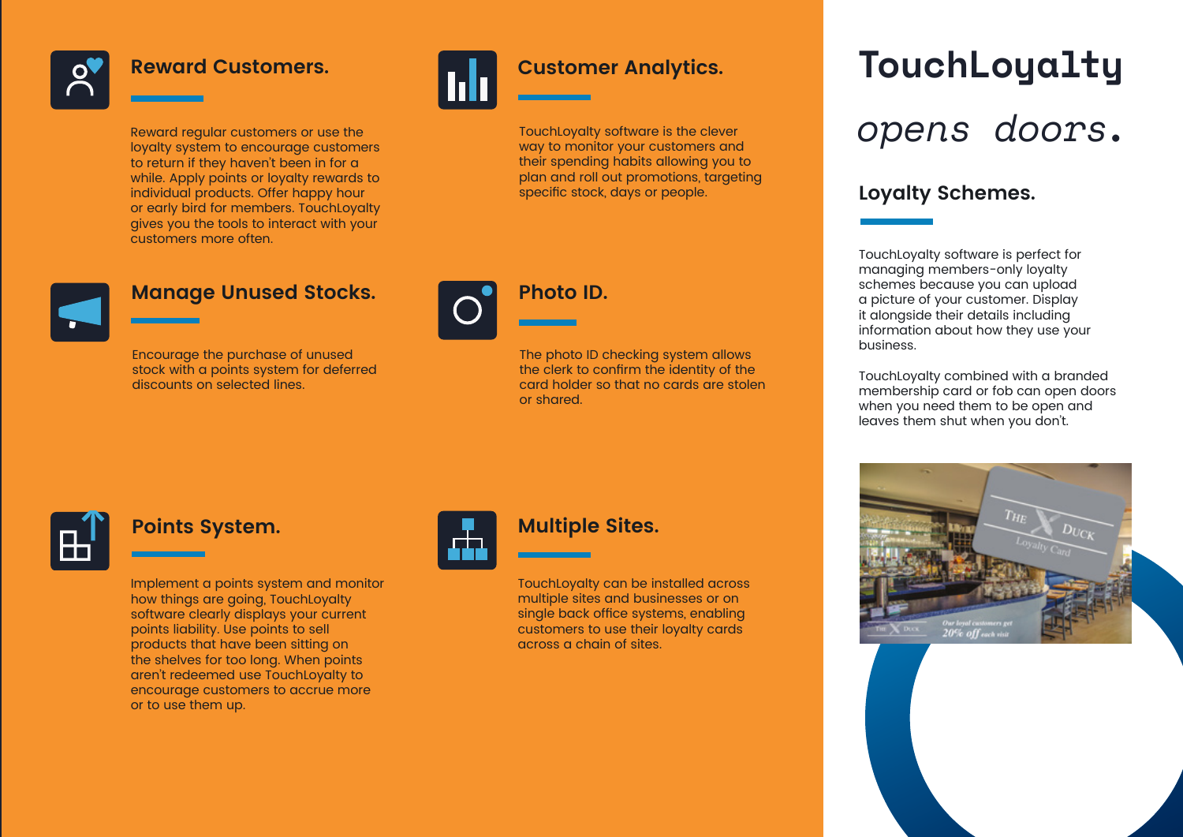## Reward Customers.

Reward regular customers or use the loyalty system to encourage customers to return if they haven't been in for a while. Apply points or loyalty rewards to individual products. Offer happy hour or early bird for members. TouchLoyalty gives you the tools to interact with your customers more often.

## Customer Analytics.

TouchLoyalty software is the clever way to monitor your customers and their spending habits allowing you to plan and roll out promotions, targeting specific stock, days or people.

## Manage Unused Stocks.

Encourage the purchase of unused stock with a points system for deferred discounts on selected lines.

## Photo ID.

The photo ID checking system allows the clerk to confirm the identity of the card holder so that no cards are stolen or shared.

## Points System.

Implement a points system and monitor how things are going, TouchLoyalty software clearly displays your current points liability. Use points to sell products that have been sitting on the shelves for too long. When points aren't redeemed use TouchLoyalty to encourage customers to accrue more or to use them up.

## Multiple Sites.

TouchLoyalty can be installed across multiple sites and businesses or on single back office systems, enabling customers to use their loyalty cards across a chain of sites.

# TouchLoyalty

*opens doors.*

## Loyalty Schemes.

TouchLoyalty software is perfect for managing members-only loyalty schemes because you can upload a picture of your customer. Display it alongside their details including information about how they use your business.

TouchLoyalty combined with a branded membership card or fob can open doors when you need them to be open and leaves them shut when you don't.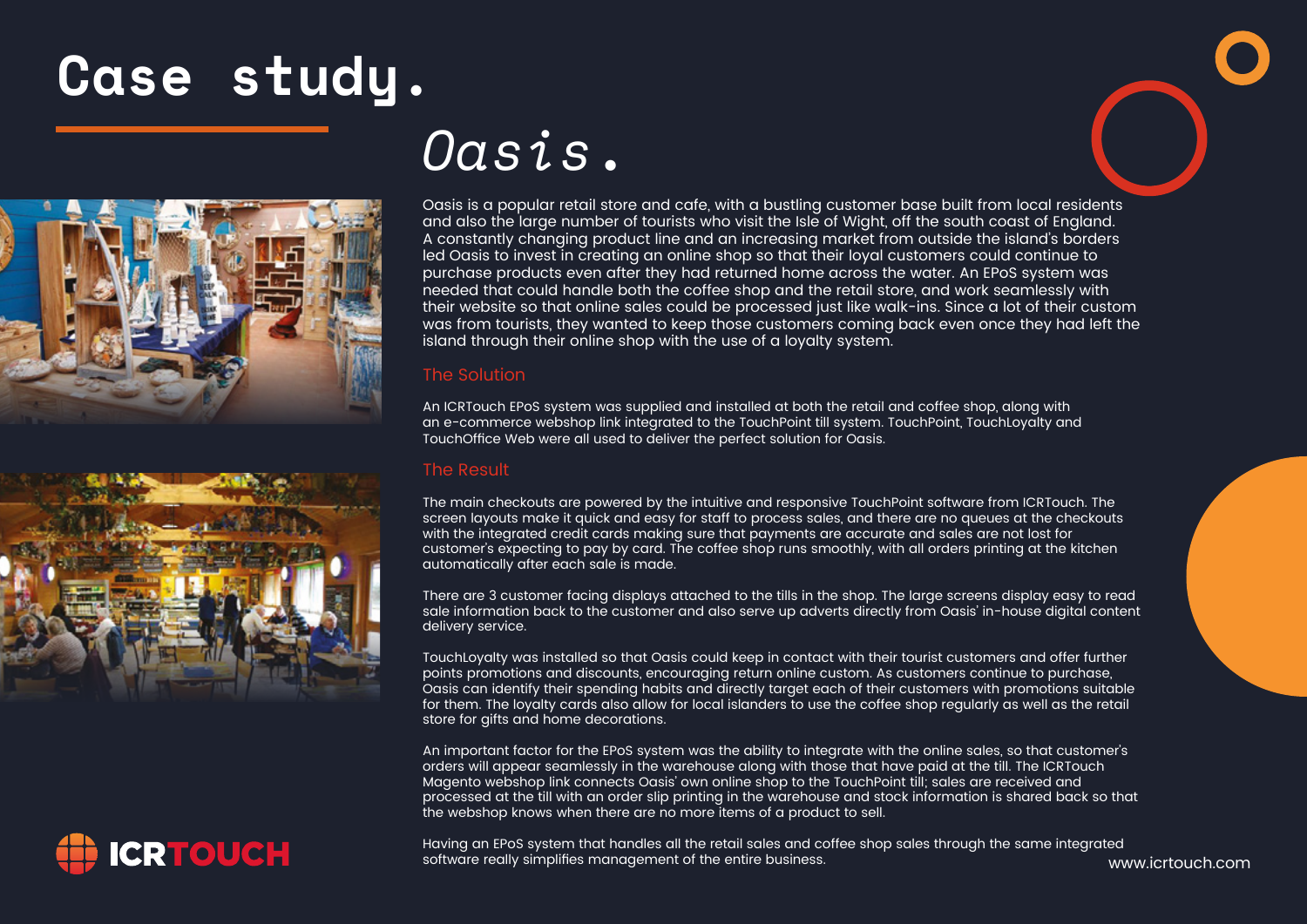# Case study.

## *Oasis.*

Oasis is a popular retail store and cafe, with a bustling customer base built from local residents and also the large number of tourists who visit the Isle of Wight, off the south coast of England. A constantly changing product line and an increasing market from outside the island's borders led Oasis to invest in creating an online shop so that their loyal customers could continue to purchase products even after they had returned home across the water. An EPoS system was needed that could handle both the coffee shop and the retail store, and work seamlessly with their website so that online sales could be processed just like walk-ins. Since a lot of their custom was from tourists, they wanted to keep those customers coming back even once they had left the island through their online shop with the use of a loyalty system.

### The Solution

An ICRTouch EPoS system was supplied and installed at both the retail and coffee shop, along with an e-commerce webshop link integrated to the TouchPoint till system. TouchPoint, TouchLoyalty and TouchOffice Web were all used to deliver the perfect solution for Oasis.

### The Result

The main checkouts are powered by the intuitive and responsive TouchPoint software from ICRTouch. The screen layouts make it quick and easy for staff to process sales, and there are no queues at the checkouts with the integrated credit cards making sure that payments are accurate and sales are not lost for customer's expecting to pay by card. The coffee shop runs smoothly, with all orders printing at the kitchen automatically after each sale is made.

There are 3 customer facing displays attached to the tills in the shop. The large screens display easy to read sale information back to the customer and also serve up adverts directly from Oasis' in-house digital content delivery service.

TouchLoyalty was installed so that Oasis could keep in contact with their tourist customers and offer further points promotions and discounts, encouraging return online custom. As customers continue to purchase, Oasis can identify their spending habits and directly target each of their customers with promotions suitable for them. The loyalty cards also allow for local islanders to use the coffee shop regularly as well as the retail store for gifts and home decorations.

An important factor for the EPoS system was the ability to integrate with the online sales, so that customer's orders will appear seamlessly in the warehouse along with those that have paid at the till. The ICRTouch Magento webshop link connects Oasis' own online shop to the TouchPoint till; sales are received and processed at the till with an order slip printing in the warehouse and stock information is shared back so that the webshop knows when there are no more items of a product to sell.

Having an EPoS system that handles all the retail sales and coffee shop sales through the same integrated software really simplifies management of the entire business.

ICRTOUCH

www.icrtouch.com